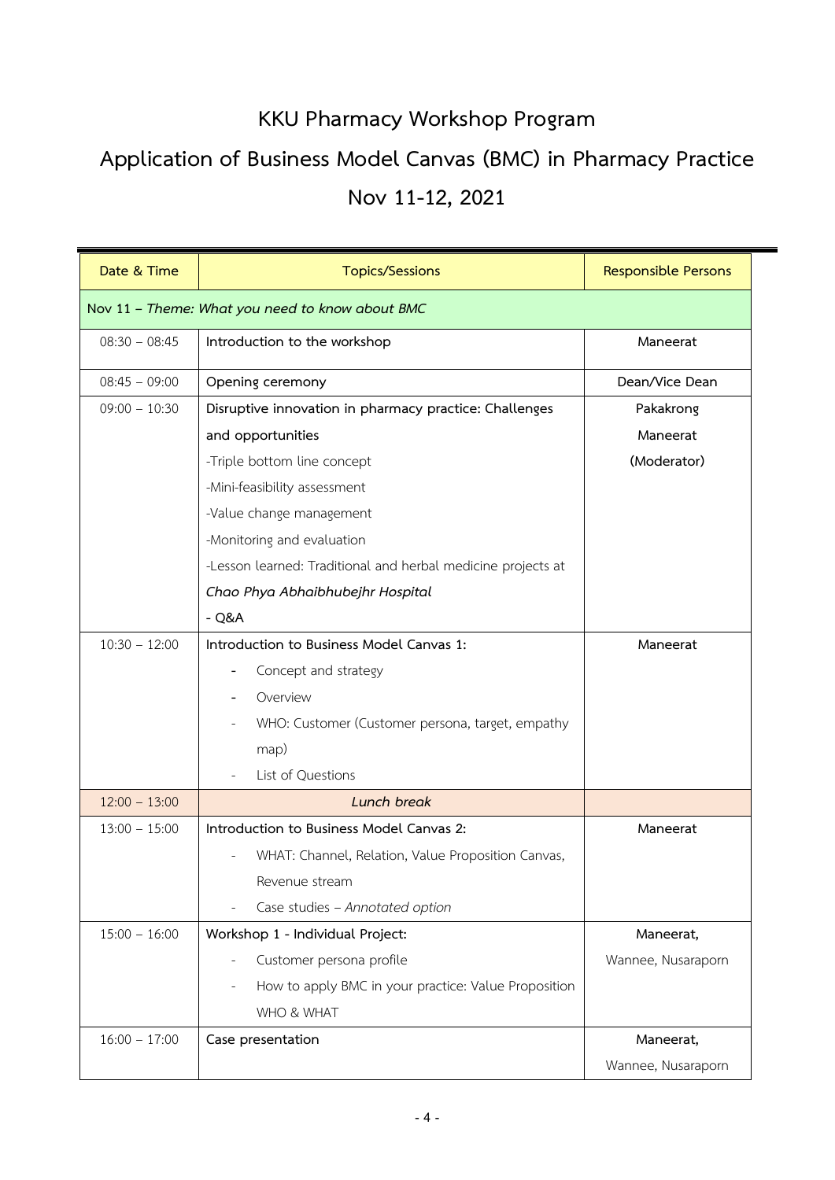# KKU Pharmacy Workshop Program

# Application of Business Model Canvas (BMC) in Pharmacy Practice

# Nov 11-12, 2021

| Date & Time | Topics/Sessions | Responsible Persons |
|---|---|---|
| Nov 11 – *Theme: What you need to know about BMC* | | |
| 08:30 – 08:45 | **Introduction to the workshop** | **Maneerat** |
| 08:45 – 09:00 | **Opening ceremony** | **Dean/Vice Dean** |
| 09:00 – 10:30 | **Disruptive innovation in pharmacy practice: Challenges and opportunities**<br>-Triple bottom line concept<br>-Mini-feasibility assessment<br>-Value change management<br>-Monitoring and evaluation<br>-Lesson learned: Traditional and herbal medicine projects at ***Chao Phya Abhaibhubejhr Hospital***<br>**- Q&A** | **Pakakrong**<br>**Maneerat**<br>**(Moderator)** |
| 10:30 – 12:00 | **Introduction to Business Model Canvas 1:**<br>- Concept and strategy<br>- Overview<br>- WHO: Customer (Customer persona, target, empathy map)<br>- List of Questions | **Maneerat** |
| 12:00 – 13:00 | ***Lunch break*** | |
| 13:00 – 15:00 | **Introduction to Business Model Canvas 2:**<br>- WHAT: Channel, Relation, Value Proposition Canvas, Revenue stream<br>- Case studies – *Annotated option* | **Maneerat** |
| 15:00 – 16:00 | **Workshop 1 - Individual Project:**<br>- Customer persona profile<br>- How to apply BMC in your practice: Value Proposition WHO & WHAT | **Maneerat,**<br>Wannee, Nusaraporn |
| 16:00 – 17:00 | **Case presentation** | **Maneerat,**<br>Wannee, Nusaraporn |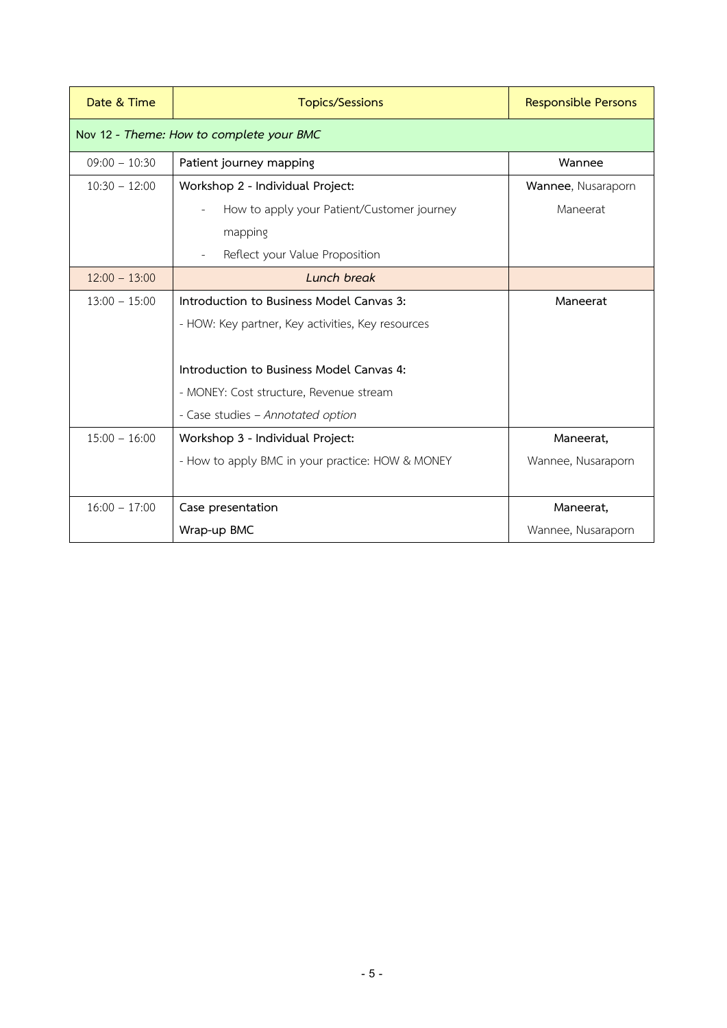| Date & Time | Topics/Sessions | Responsible Persons |
|---|---|---|
| Nov 12 - *Theme: How to complete your BMC* | | |
| 09:00 – 10:30 | **Patient journey mapping** | **Wannee** |
| 10:30 – 12:00 | **Workshop 2 - Individual Project:**<br>- How to apply your Patient/Customer journey mapping<br>- Reflect your Value Proposition | **Wannee**, Nusaraporn Maneerat |
| 12:00 – 13:00 | *Lunch break* | |
| 13:00 – 15:00 | **Introduction to Business Model Canvas 3:**<br>- HOW: Key partner, Key activities, Key resources<br><br>**Introduction to Business Model Canvas 4:**<br>- MONEY: Cost structure, Revenue stream<br>- Case studies – *Annotated option* | **Maneerat** |
| 15:00 – 16:00 | **Workshop 3 - Individual Project:**<br>- How to apply BMC in your practice: HOW & MONEY | **Maneerat,** Wannee, Nusaraporn |
| 16:00 – 17:00 | **Case presentation**<br>**Wrap-up BMC** | **Maneerat,** Wannee, Nusaraporn |